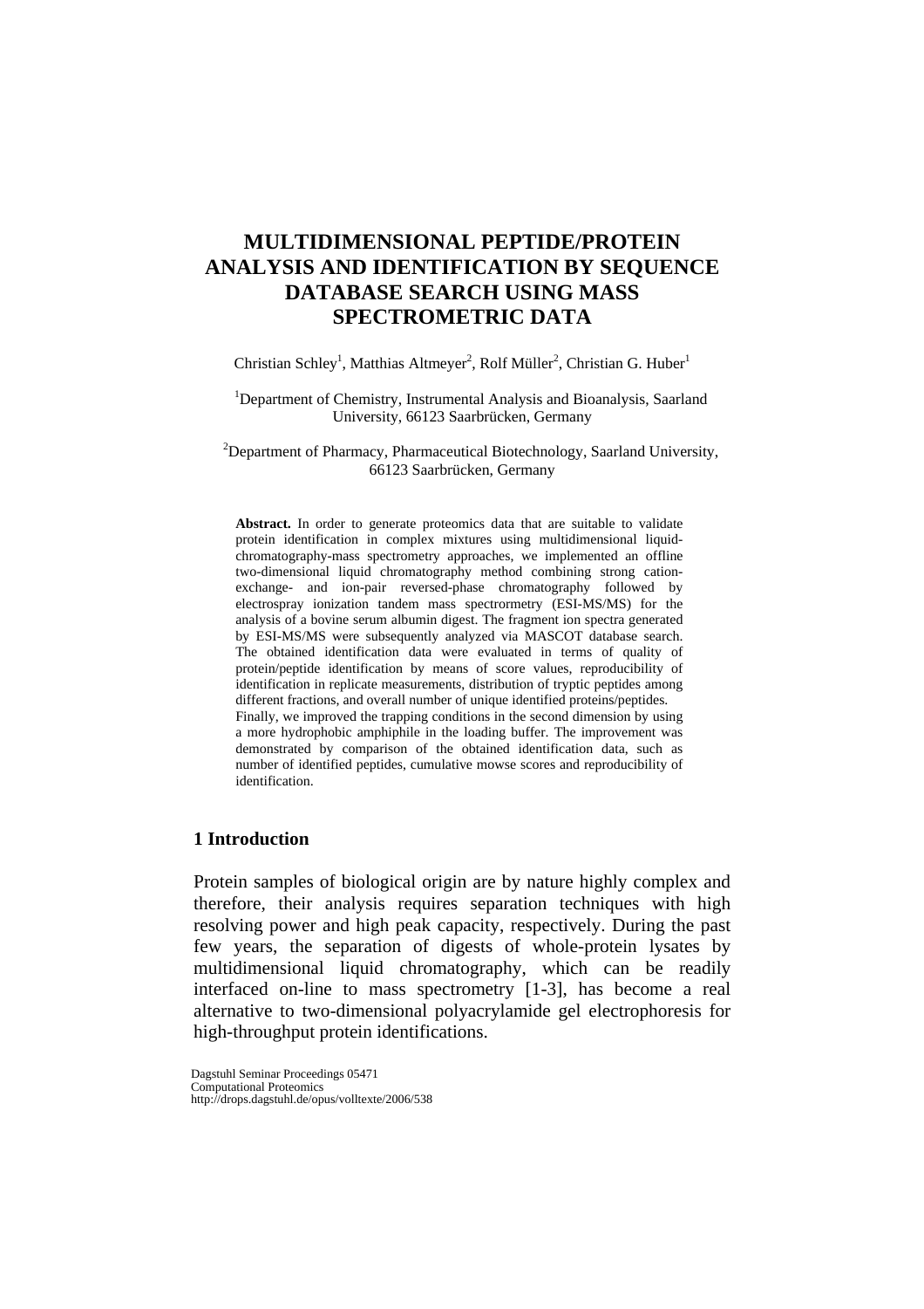# MULTIDIMENSIONAL PEPTIDE/PROTEIN ANALYSIS AND IDENTIFICATION BY SEQUENCE DATABASE SEARCH USING MASS SPECTROMETRIC DATA

Christian Schley[1], Matthias Altmeyer[2], Rolf Müller[2], Christian G. Huber[1]

[1]Department of Chemistry, Instrumental Analysis and Bioanalysis, Saarland University, 66123 Saarbrücken, Germany

[2]Department of Pharmacy, Pharmaceutical Biotechnology, Saarland University, 66123 Saarbrücken, Germany

**Abstract.** In order to generate proteomics data that are suitable to validate protein identification in complex mixtures using multidimensional liquid-chromatography-mass spectrometry approaches, we implemented an offline two-dimensional liquid chromatography method combining strong cation-exchange- and ion-pair reversed-phase chromatography followed by electrospray ionization tandem mass spectrormetry (ESI-MS/MS) for the analysis of a bovine serum albumin digest. The fragment ion spectra generated by ESI-MS/MS were subsequently analyzed via MASCOT database search. The obtained identification data were evaluated in terms of quality of protein/peptide identification by means of score values, reproducibility of identification in replicate measurements, distribution of tryptic peptides among different fractions, and overall number of unique identified proteins/peptides. Finally, we improved the trapping conditions in the second dimension by using a more hydrophobic amphiphile in the loading buffer. The improvement was demonstrated by comparison of the obtained identification data, such as number of identified peptides, cumulative mowse scores and reproducibility of identification.

## 1 Introduction

Protein samples of biological origin are by nature highly complex and therefore, their analysis requires separation techniques with high resolving power and high peak capacity, respectively. During the past few years, the separation of digests of whole-protein lysates by multidimensional liquid chromatography, which can be readily interfaced on-line to mass spectrometry [1-3], has become a real alternative to two-dimensional polyacrylamide gel electrophoresis for high-throughput protein identifications.

Dagstuhl Seminar Proceedings 05471
Computational Proteomics
http://drops.dagstuhl.de/opus/volltexte/2006/538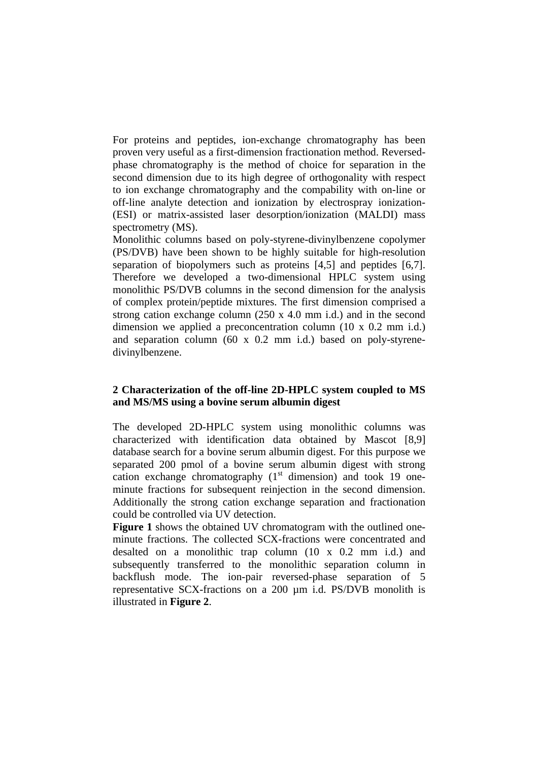For proteins and peptides, ion-exchange chromatography has been proven very useful as a first-dimension fractionation method. Reversed-phase chromatography is the method of choice for separation in the second dimension due to its high degree of orthogonality with respect to ion exchange chromatography and the compability with on-line or off-line analyte detection and ionization by electrospray ionization-(ESI) or matrix-assisted laser desorption/ionization (MALDI) mass spectrometry (MS).

Monolithic columns based on poly-styrene-divinylbenzene copolymer (PS/DVB) have been shown to be highly suitable for high-resolution separation of biopolymers such as proteins [4,5] and peptides [6,7]. Therefore we developed a two-dimensional HPLC system using monolithic PS/DVB columns in the second dimension for the analysis of complex protein/peptide mixtures. The first dimension comprised a strong cation exchange column (250 x 4.0 mm i.d.) and in the second dimension we applied a preconcentration column (10 x 0.2 mm i.d.) and separation column (60 x 0.2 mm i.d.) based on poly-styrene-divinylbenzene.

## 2 Characterization of the off-line 2D-HPLC system coupled to MS and MS/MS using a bovine serum albumin digest

The developed 2D-HPLC system using monolithic columns was characterized with identification data obtained by Mascot [8,9] database search for a bovine serum albumin digest. For this purpose we separated 200 pmol of a bovine serum albumin digest with strong cation exchange chromatography (1$^{st}$ dimension) and took 19 one-minute fractions for subsequent reinjection in the second dimension. Additionally the strong cation exchange separation and fractionation could be controlled via UV detection.

**Figure 1** shows the obtained UV chromatogram with the outlined one-minute fractions. The collected SCX-fractions were concentrated and desalted on a monolithic trap column (10 x 0.2 mm i.d.) and subsequently transferred to the monolithic separation column in backflush mode. The ion-pair reversed-phase separation of 5 representative SCX-fractions on a 200 µm i.d. PS/DVB monolith is illustrated in **Figure 2**.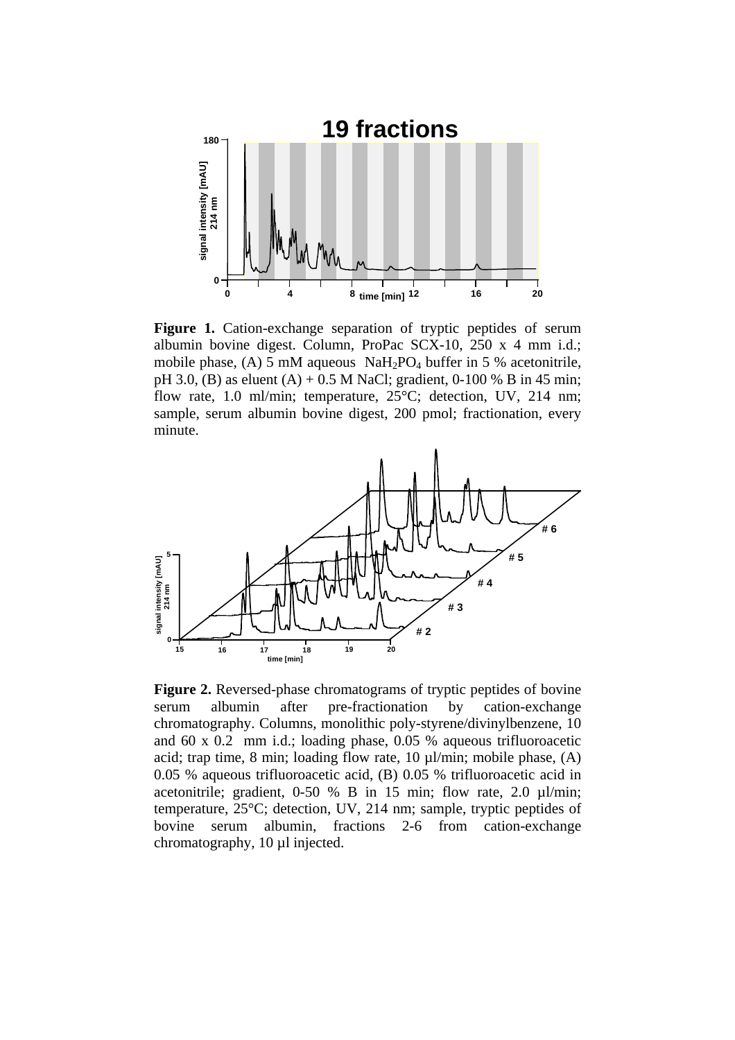**Figure 1.** Cation-exchange separation of tryptic peptides of serum albumin bovine digest. Column, ProPac SCX-10, 250 x 4 mm i.d.; mobile phase, (A) 5 mM aqueous $NaH_2PO_4$ buffer in 5 % acetonitrile, pH 3.0, (B) as eluent (A) + 0.5 M NaCl; gradient, 0-100 % B in 45 min; flow rate, 1.0 ml/min; temperature, 25°C; detection, UV, 214 nm; sample, serum albumin bovine digest, 200 pmol; fractionation, every minute.

**Figure 2.** Reversed-phase chromatograms of tryptic peptides of bovine serum albumin after pre-fractionation by cation-exchange chromatography. Columns, monolithic poly-styrene/divinylbenzene, 10 and 60 x 0.2 mm i.d.; loading phase, 0.05 % aqueous trifluoroacetic acid; trap time, 8 min; loading flow rate, 10 µl/min; mobile phase, (A) 0.05 % aqueous trifluoroacetic acid, (B) 0.05 % trifluoroacetic acid in acetonitrile; gradient, 0-50 % B in 15 min; flow rate, 2.0 µl/min; temperature, 25°C; detection, UV, 214 nm; sample, tryptic peptides of bovine serum albumin, fractions 2-6 from cation-exchange chromatography, 10 µl injected.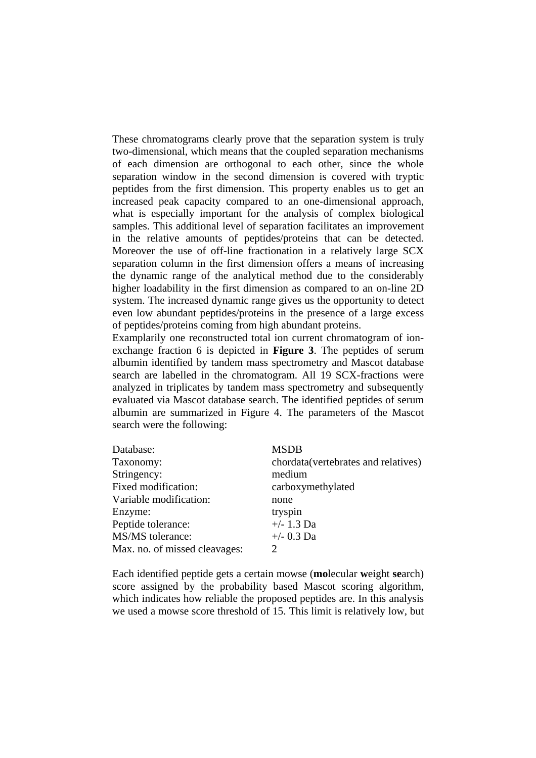These chromatograms clearly prove that the separation system is truly two-dimensional, which means that the coupled separation mechanisms of each dimension are orthogonal to each other, since the whole separation window in the second dimension is covered with tryptic peptides from the first dimension. This property enables us to get an increased peak capacity compared to an one-dimensional approach, what is especially important for the analysis of complex biological samples. This additional level of separation facilitates an improvement in the relative amounts of peptides/proteins that can be detected. Moreover the use of off-line fractionation in a relatively large SCX separation column in the first dimension offers a means of increasing the dynamic range of the analytical method due to the considerably higher loadability in the first dimension as compared to an on-line 2D system. The increased dynamic range gives us the opportunity to detect even low abundant peptides/proteins in the presence of a large excess of peptides/proteins coming from high abundant proteins.

Examplarily one reconstructed total ion current chromatogram of ion-exchange fraction 6 is depicted in **Figure 3**. The peptides of serum albumin identified by tandem mass spectrometry and Mascot database search are labelled in the chromatogram. All 19 SCX-fractions were analyzed in triplicates by tandem mass spectrometry and subsequently evaluated via Mascot database search. The identified peptides of serum albumin are summarized in Figure 4. The parameters of the Mascot search were the following:

| | |
|---|---|
| Database: | MSDB |
| Taxonomy: | chordata(vertebrates and relatives) |
| Stringency: | medium |
| Fixed modification: | carboxymethylated |
| Variable modification: | none |
| Enzyme: | tryspin |
| Peptide tolerance: | +/- 1.3 Da |
| MS/MS tolerance: | +/- 0.3 Da |
| Max. no. of missed cleavages: | 2 |

Each identified peptide gets a certain mowse (**mo**lecular **w**eight **se**arch) score assigned by the probability based Mascot scoring algorithm, which indicates how reliable the proposed peptides are. In this analysis we used a mowse score threshold of 15. This limit is relatively low, but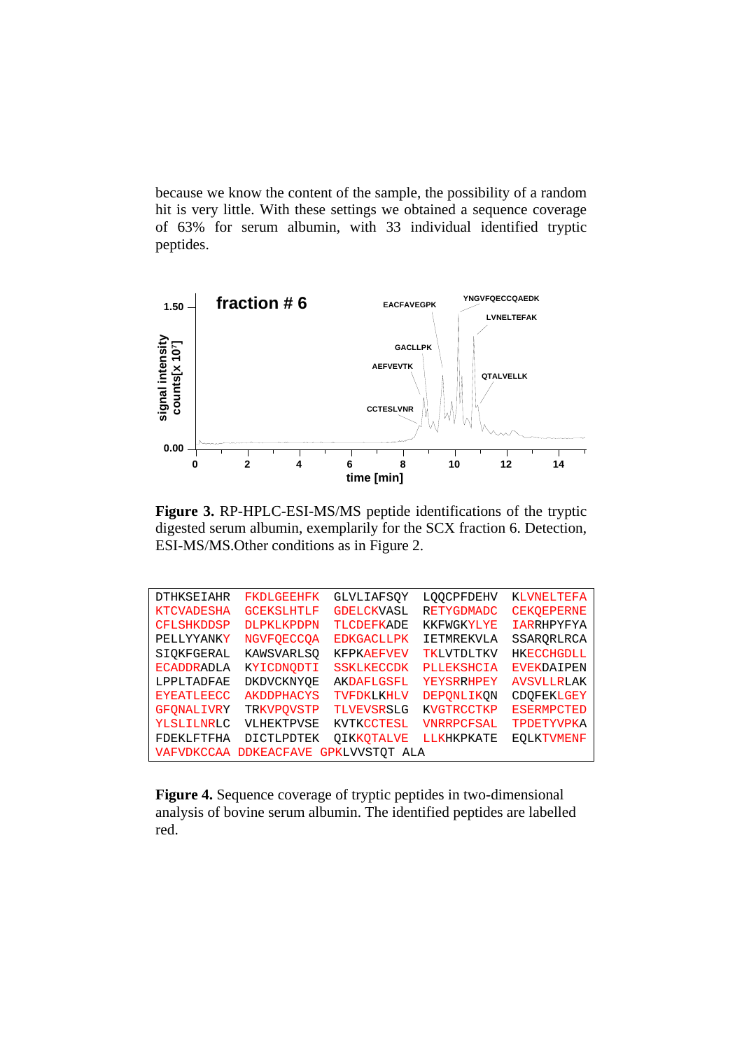because we know the content of the sample, the possibility of a random hit is very little. With these settings we obtained a sequence coverage of 63% for serum albumin, with 33 individual identified tryptic peptides.

**Figure 3.** RP-HPLC-ESI-MS/MS peptide identifications of the tryptic digested serum albumin, exemplarily for the SCX fraction 6. Detection, ESI-MS/MS.Other conditions as in Figure 2.

```
DTHKSEIAHR FKDLGEEHFK GLVLIAFSQY LQQCPFDEHV KLVNELTEFA
KTCVADESHA GCEKSLHTLF GDELCKVASL RETYGDMADC CEKQEPERNE
CFLSHKDDSP DLPKLKPDPN TLCDEFKADE KKFWGKYLYE IARRHPYFYA
PELLYYANKY NGVFQECCQA EDKGACLLPK IETMREKVLA SSARQRLRCA
SIQKFGERAL KAWSVARLSQ KFPKAEFVEV TKLVTDLTKV HKECCHGDLL
ECADDRADLA KYICDNQDTI SSKLKECCDK PLLEKSHCIA EVEKDAIPEN
LPPLTADFAE DKDVCKNYQE AKDAFLGSFL YEYSRRHPEY AVSVLLRLAK
EYEATLEECC AKDDPHACYS TVFDKLKHLV DEPQNLIKQN CDQFEKLGEY
GFQNALIVRY TRKVPQVSTP TLVEVSRSLG KVGTRCCTKP ESERMPCTED
YLSLILNRLC VLHEKTPVSE KVTKCCTESL VNRRPCFSAL TPDETYVPKA
FDEKLFTFHA DICTLPDTEK QIKKQTALVE LLKHKPKATE EQLKTVMENF
VAFVDKCCAA DDKEACFAVE GPKLVVSTQT ALA
```

**Figure 4.** Sequence coverage of tryptic peptides in two-dimensional analysis of bovine serum albumin. The identified peptides are labelled red.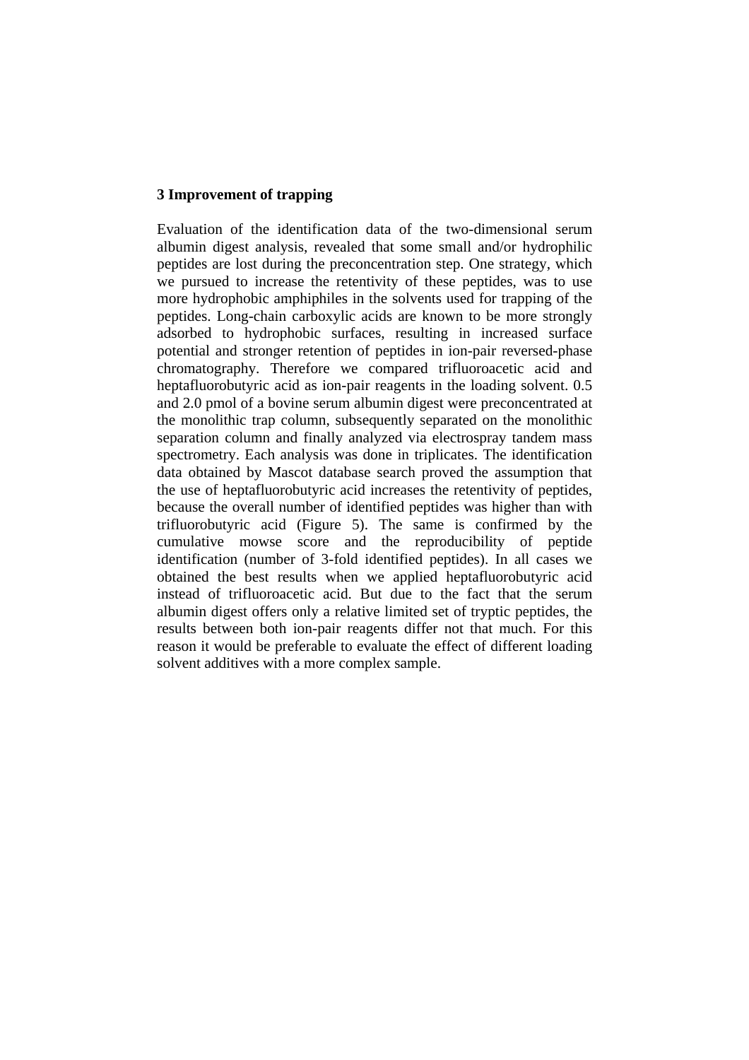## 3 Improvement of trapping

Evaluation of the identification data of the two-dimensional serum albumin digest analysis, revealed that some small and/or hydrophilic peptides are lost during the preconcentration step. One strategy, which we pursued to increase the retentivity of these peptides, was to use more hydrophobic amphiphiles in the solvents used for trapping of the peptides. Long-chain carboxylic acids are known to be more strongly adsorbed to hydrophobic surfaces, resulting in increased surface potential and stronger retention of peptides in ion-pair reversed-phase chromatography. Therefore we compared trifluoroacetic acid and heptafluorobutyric acid as ion-pair reagents in the loading solvent. 0.5 and 2.0 pmol of a bovine serum albumin digest were preconcentrated at the monolithic trap column, subsequently separated on the monolithic separation column and finally analyzed via electrospray tandem mass spectrometry. Each analysis was done in triplicates. The identification data obtained by Mascot database search proved the assumption that the use of heptafluorobutyric acid increases the retentivity of peptides, because the overall number of identified peptides was higher than with trifluorobutyric acid (Figure 5). The same is confirmed by the cumulative mowse score and the reproducibility of peptide identification (number of 3-fold identified peptides). In all cases we obtained the best results when we applied heptafluorobutyric acid instead of trifluoroacetic acid. But due to the fact that the serum albumin digest offers only a relative limited set of tryptic peptides, the results between both ion-pair reagents differ not that much. For this reason it would be preferable to evaluate the effect of different loading solvent additives with a more complex sample.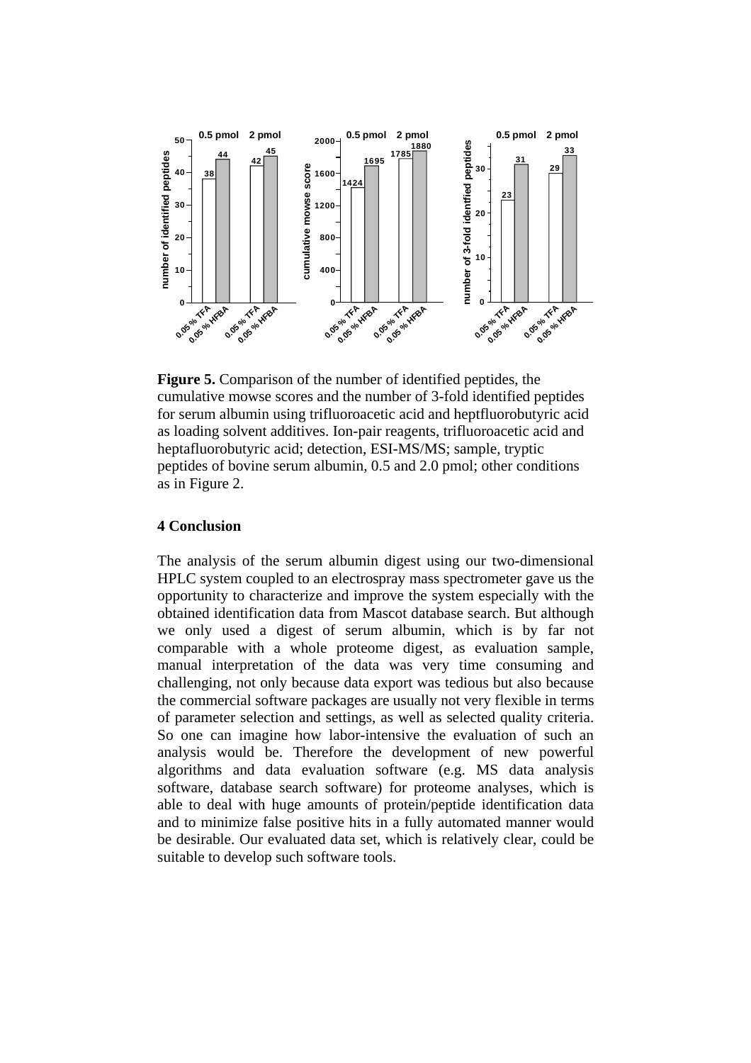**Figure 5.** Comparison of the number of identified peptides, the cumulative mowse scores and the number of 3-fold identified peptides for serum albumin using trifluoroacetic acid and heptfluorobutyric acid as loading solvent additives. Ion-pair reagents, trifluoroacetic acid and heptafluorobutyric acid; detection, ESI-MS/MS; sample, tryptic peptides of bovine serum albumin, 0.5 and 2.0 pmol; other conditions as in Figure 2.

## 4 Conclusion

The analysis of the serum albumin digest using our two-dimensional HPLC system coupled to an electrospray mass spectrometer gave us the opportunity to characterize and improve the system especially with the obtained identification data from Mascot database search. But although we only used a digest of serum albumin, which is by far not comparable with a whole proteome digest, as evaluation sample, manual interpretation of the data was very time consuming and challenging, not only because data export was tedious but also because the commercial software packages are usually not very flexible in terms of parameter selection and settings, as well as selected quality criteria. So one can imagine how labor-intensive the evaluation of such an analysis would be. Therefore the development of new powerful algorithms and data evaluation software (e.g. MS data analysis software, database search software) for proteome analyses, which is able to deal with huge amounts of protein/peptide identification data and to minimize false positive hits in a fully automated manner would be desirable. Our evaluated data set, which is relatively clear, could be suitable to develop such software tools.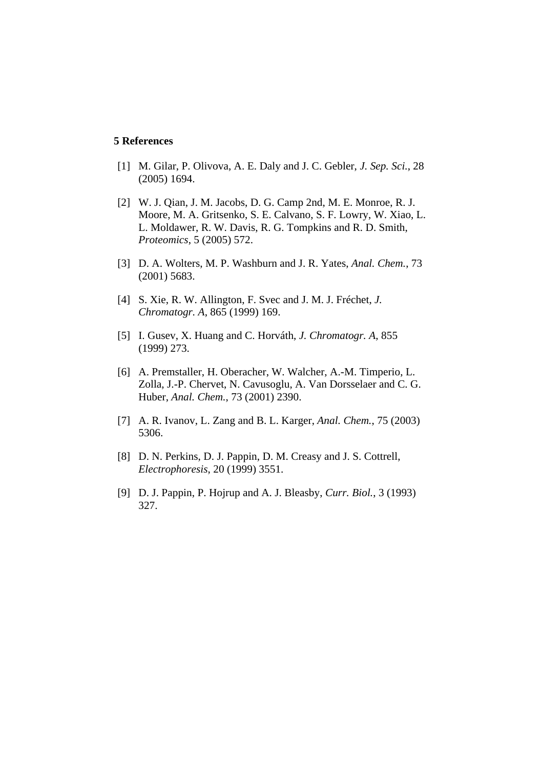## 5 References

[1] M. Gilar, P. Olivova, A. E. Daly and J. C. Gebler, *J. Sep. Sci.*, 28 (2005) 1694.

[2] W. J. Qian, J. M. Jacobs, D. G. Camp 2nd, M. E. Monroe, R. J. Moore, M. A. Gritsenko, S. E. Calvano, S. F. Lowry, W. Xiao, L. L. Moldawer, R. W. Davis, R. G. Tompkins and R. D. Smith, *Proteomics*, 5 (2005) 572.

[3] D. A. Wolters, M. P. Washburn and J. R. Yates, *Anal. Chem.*, 73 (2001) 5683.

[4] S. Xie, R. W. Allington, F. Svec and J. M. J. Fréchet, *J. Chromatogr. A*, 865 (1999) 169.

[5] I. Gusev, X. Huang and C. Horváth, *J. Chromatogr. A*, 855 (1999) 273.

[6] A. Premstaller, H. Oberacher, W. Walcher, A.-M. Timperio, L. Zolla, J.-P. Chervet, N. Cavusoglu, A. Van Dorsselaer and C. G. Huber, *Anal. Chem.*, 73 (2001) 2390.

[7] A. R. Ivanov, L. Zang and B. L. Karger, *Anal. Chem.*, 75 (2003) 5306.

[8] D. N. Perkins, D. J. Pappin, D. M. Creasy and J. S. Cottrell, *Electrophoresis*, 20 (1999) 3551.

[9] D. J. Pappin, P. Hojrup and A. J. Bleasby, *Curr. Biol.*, 3 (1993) 327.